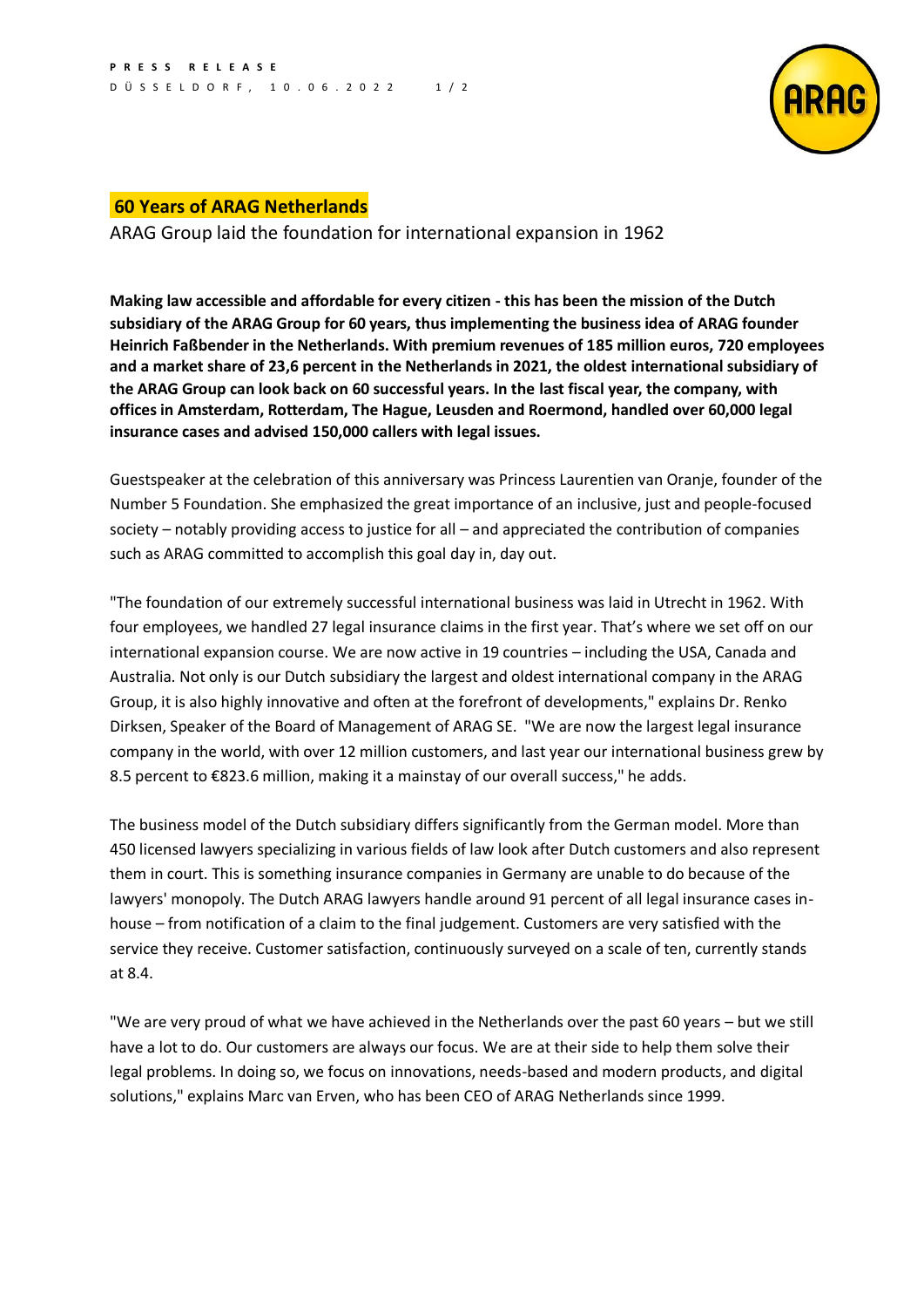**PRESS RELEASE**
DÜSSELDORF, 10.06.2022

# 60 Years of ARAG Netherlands

ARAG Group laid the foundation for international expansion in 1962

**Making law accessible and affordable for every citizen - this has been the mission of the Dutch subsidiary of the ARAG Group for 60 years, thus implementing the business idea of ARAG founder Heinrich Faßbender in the Netherlands. With premium revenues of 185 million euros, 720 employees and a market share of 23,6 percent in the Netherlands in 2021, the oldest international subsidiary of the ARAG Group can look back on 60 successful years. In the last fiscal year, the company, with offices in Amsterdam, Rotterdam, The Hague, Leusden and Roermond, handled over 60,000 legal insurance cases and advised 150,000 callers with legal issues.**

Guestspeaker at the celebration of this anniversary was Princess Laurentien van Oranje, founder of the Number 5 Foundation. She emphasized the great importance of an inclusive, just and people-focused society – notably providing access to justice for all – and appreciated the contribution of companies such as ARAG committed to accomplish this goal day in, day out.

"The foundation of our extremely successful international business was laid in Utrecht in 1962. With four employees, we handled 27 legal insurance claims in the first year. That's where we set off on our international expansion course. We are now active in 19 countries – including the USA, Canada and Australia. Not only is our Dutch subsidiary the largest and oldest international company in the ARAG Group, it is also highly innovative and often at the forefront of developments," explains Dr. Renko Dirksen, Speaker of the Board of Management of ARAG SE. "We are now the largest legal insurance company in the world, with over 12 million customers, and last year our international business grew by 8.5 percent to €823.6 million, making it a mainstay of our overall success," he adds.

The business model of the Dutch subsidiary differs significantly from the German model. More than 450 licensed lawyers specializing in various fields of law look after Dutch customers and also represent them in court. This is something insurance companies in Germany are unable to do because of the lawyers' monopoly. The Dutch ARAG lawyers handle around 91 percent of all legal insurance cases in-house – from notification of a claim to the final judgement. Customers are very satisfied with the service they receive. Customer satisfaction, continuously surveyed on a scale of ten, currently stands at 8.4.

"We are very proud of what we have achieved in the Netherlands over the past 60 years – but we still have a lot to do. Our customers are always our focus. We are at their side to help them solve their legal problems. In doing so, we focus on innovations, needs-based and modern products, and digital solutions," explains Marc van Erven, who has been CEO of ARAG Netherlands since 1999.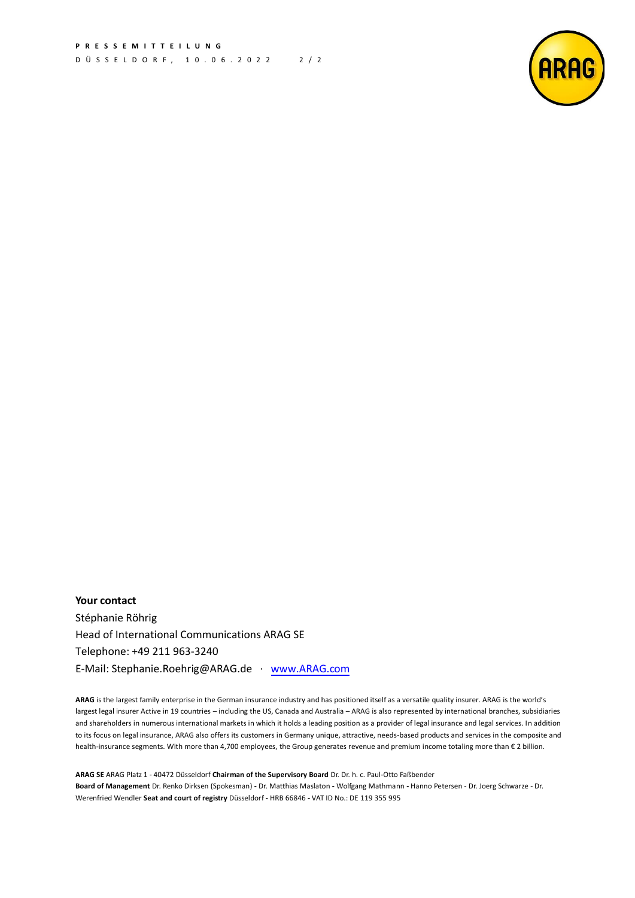**Your contact**

Stéphanie Röhrig
Head of International Communications ARAG SE
Telephone: +49 211 963-3240
E-Mail: Stephanie.Roehrig@ARAG.de · www.ARAG.com

**ARAG** is the largest family enterprise in the German insurance industry and has positioned itself as a versatile quality insurer. ARAG is the world's largest legal insurer Active in 19 countries – including the US, Canada and Australia – ARAG is also represented by international branches, subsidiaries and shareholders in numerous international markets in which it holds a leading position as a provider of legal insurance and legal services. In addition to its focus on legal insurance, ARAG also offers its customers in Germany unique, attractive, needs-based products and services in the composite and health-insurance segments. With more than 4,700 employees, the Group generates revenue and premium income totaling more than € 2 billion.

**ARAG SE** ARAG Platz 1 - 40472 Düsseldorf **Chairman of the Supervisory Board** Dr. Dr. h. c. Paul-Otto Faßbender
**Board of Management** Dr. Renko Dirksen (Spokesman) - Dr. Matthias Maslaton - Wolfgang Mathmann - Hanno Petersen - Dr. Joerg Schwarze - Dr. Werenfried Wendler **Seat and court of registry** Düsseldorf - HRB 66846 - VAT ID No.: DE 119 355 995